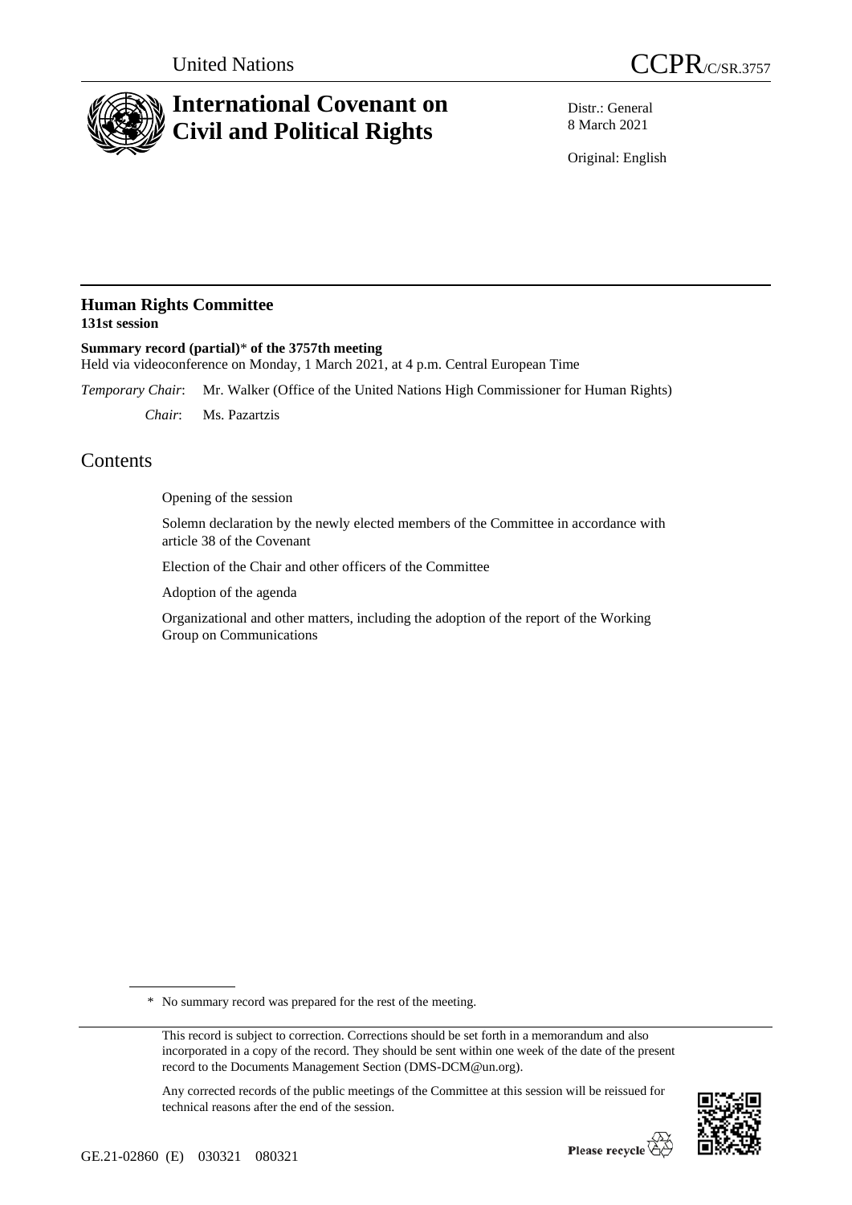United Nations

# CCPR/C/SR.3757

# International Covenant on Civil and Political Rights

Distr.: General
8 March 2021

Original: English

## Human Rights Committee
**131st session**

**Summary record (partial)\* of the 3757th meeting**
Held via videoconference on Monday, 1 March 2021, at 4 p.m. Central European Time

*Temporary Chair*: Mr. Walker (Office of the United Nations High Commissioner for Human Rights)

*Chair*: Ms. Pazartzis

# Contents

Opening of the session

Solemn declaration by the newly elected members of the Committee in accordance with article 38 of the Covenant

Election of the Chair and other officers of the Committee

Adoption of the agenda

Organizational and other matters, including the adoption of the report of the Working Group on Communications

\* No summary record was prepared for the rest of the meeting.

This record is subject to correction. Corrections should be set forth in a memorandum and also incorporated in a copy of the record. They should be sent within one week of the date of the present record to the Documents Management Section (DMS-DCM@un.org).

Any corrected records of the public meetings of the Committee at this session will be reissued for technical reasons after the end of the session.

GE.21-02860 (E) 030321 080321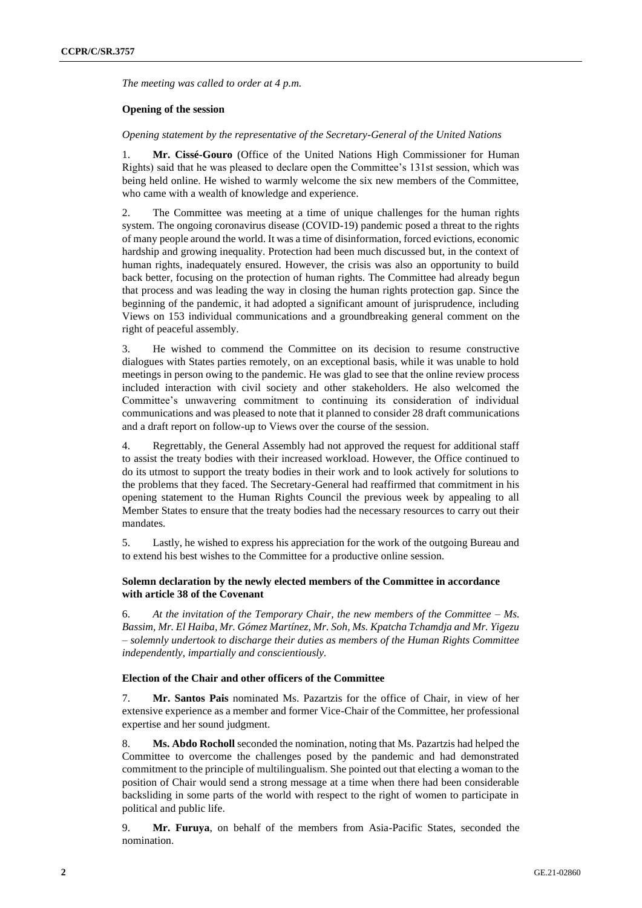*The meeting was called to order at 4 p.m.*

**Opening of the session**

*Opening statement by the representative of the Secretary-General of the United Nations*

1. **Mr. Cissé-Gouro** (Office of the United Nations High Commissioner for Human Rights) said that he was pleased to declare open the Committee's 131st session, which was being held online. He wished to warmly welcome the six new members of the Committee, who came with a wealth of knowledge and experience.

2. The Committee was meeting at a time of unique challenges for the human rights system. The ongoing coronavirus disease (COVID-19) pandemic posed a threat to the rights of many people around the world. It was a time of disinformation, forced evictions, economic hardship and growing inequality. Protection had been much discussed but, in the context of human rights, inadequately ensured. However, the crisis was also an opportunity to build back better, focusing on the protection of human rights. The Committee had already begun that process and was leading the way in closing the human rights protection gap. Since the beginning of the pandemic, it had adopted a significant amount of jurisprudence, including Views on 153 individual communications and a groundbreaking general comment on the right of peaceful assembly.

3. He wished to commend the Committee on its decision to resume constructive dialogues with States parties remotely, on an exceptional basis, while it was unable to hold meetings in person owing to the pandemic. He was glad to see that the online review process included interaction with civil society and other stakeholders. He also welcomed the Committee's unwavering commitment to continuing its consideration of individual communications and was pleased to note that it planned to consider 28 draft communications and a draft report on follow-up to Views over the course of the session.

4. Regrettably, the General Assembly had not approved the request for additional staff to assist the treaty bodies with their increased workload. However, the Office continued to do its utmost to support the treaty bodies in their work and to look actively for solutions to the problems that they faced. The Secretary-General had reaffirmed that commitment in his opening statement to the Human Rights Council the previous week by appealing to all Member States to ensure that the treaty bodies had the necessary resources to carry out their mandates.

5. Lastly, he wished to express his appreciation for the work of the outgoing Bureau and to extend his best wishes to the Committee for a productive online session.

**Solemn declaration by the newly elected members of the Committee in accordance with article 38 of the Covenant**

6. *At the invitation of the Temporary Chair, the new members of the Committee – Ms. Bassim, Mr. El Haiba, Mr. Gómez Martínez, Mr. Soh, Ms. Kpatcha Tchamdja and Mr. Yigezu – solemnly undertook to discharge their duties as members of the Human Rights Committee independently, impartially and conscientiously.*

**Election of the Chair and other officers of the Committee**

7. **Mr. Santos Pais** nominated Ms. Pazartzis for the office of Chair, in view of her extensive experience as a member and former Vice-Chair of the Committee, her professional expertise and her sound judgment.

8. **Ms. Abdo Rocholl** seconded the nomination, noting that Ms. Pazartzis had helped the Committee to overcome the challenges posed by the pandemic and had demonstrated commitment to the principle of multilingualism. She pointed out that electing a woman to the position of Chair would send a strong message at a time when there had been considerable backsliding in some parts of the world with respect to the right of women to participate in political and public life.

9. **Mr. Furuya**, on behalf of the members from Asia-Pacific States, seconded the nomination.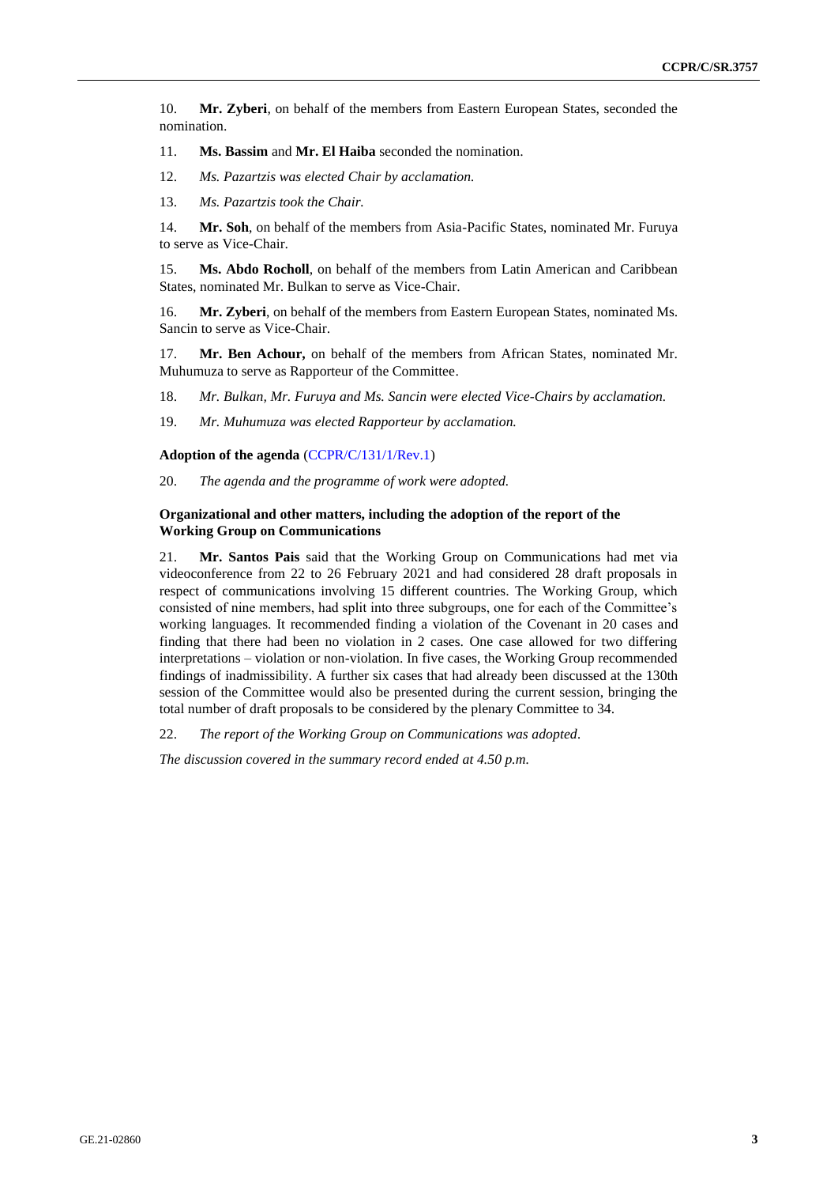10. **Mr. Zyberi**, on behalf of the members from Eastern European States, seconded the nomination.

11. **Ms. Bassim** and **Mr. El Haiba** seconded the nomination.

12. *Ms. Pazartzis was elected Chair by acclamation.*

13. *Ms. Pazartzis took the Chair.*

14. **Mr. Soh**, on behalf of the members from Asia-Pacific States, nominated Mr. Furuya to serve as Vice-Chair.

15. **Ms. Abdo Rocholl**, on behalf of the members from Latin American and Caribbean States, nominated Mr. Bulkan to serve as Vice-Chair.

16. **Mr. Zyberi**, on behalf of the members from Eastern European States, nominated Ms. Sancin to serve as Vice-Chair.

17. **Mr. Ben Achour,** on behalf of the members from African States, nominated Mr. Muhumuza to serve as Rapporteur of the Committee.

18. *Mr. Bulkan, Mr. Furuya and Ms. Sancin were elected Vice-Chairs by acclamation.*

19. *Mr. Muhumuza was elected Rapporteur by acclamation.*

**Adoption of the agenda** (CCPR/C/131/1/Rev.1)

20. *The agenda and the programme of work were adopted.*

**Organizational and other matters, including the adoption of the report of the Working Group on Communications**

21. **Mr. Santos Pais** said that the Working Group on Communications had met via videoconference from 22 to 26 February 2021 and had considered 28 draft proposals in respect of communications involving 15 different countries. The Working Group, which consisted of nine members, had split into three subgroups, one for each of the Committee's working languages. It recommended finding a violation of the Covenant in 20 cases and finding that there had been no violation in 2 cases. One case allowed for two differing interpretations – violation or non-violation. In five cases, the Working Group recommended findings of inadmissibility. A further six cases that had already been discussed at the 130th session of the Committee would also be presented during the current session, bringing the total number of draft proposals to be considered by the plenary Committee to 34.

22. *The report of the Working Group on Communications was adopted.*

*The discussion covered in the summary record ended at 4.50 p.m.*